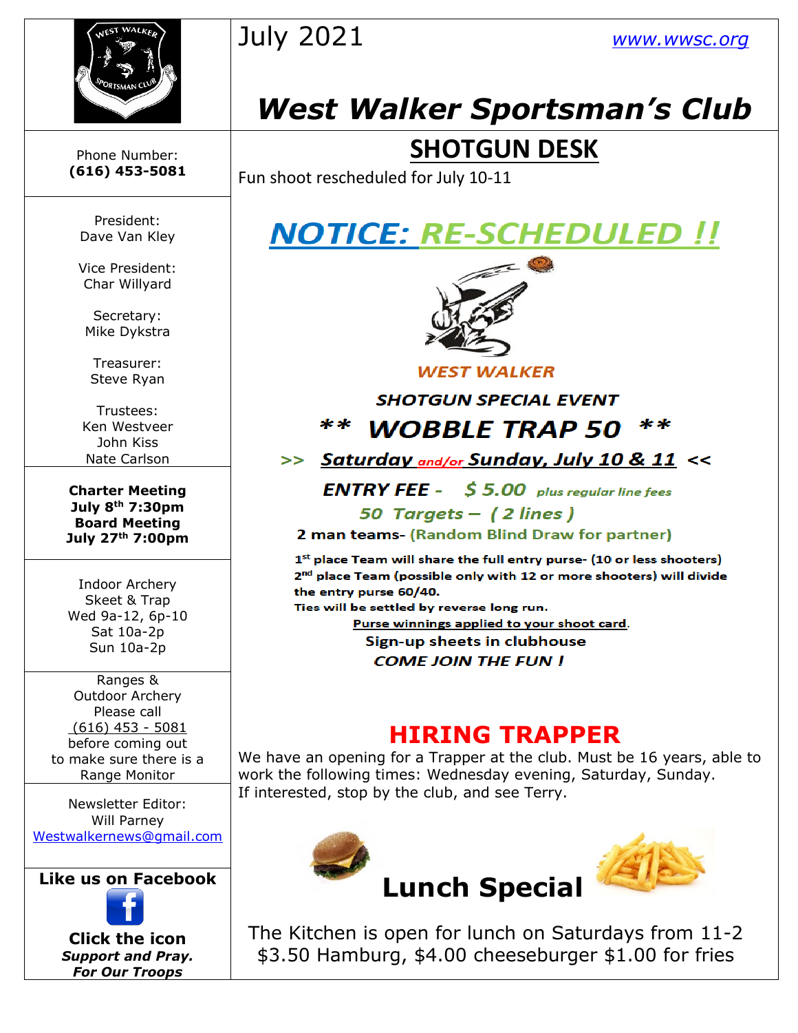July 2021 www.wwsc.org

# West Walker Sportsman's Club

Phone Number:
**(616) 453-5081**

President:
Dave Van Kley

Vice President:
Char Willyard

Secretary:
Mike Dykstra

Treasurer:
Steve Ryan

Trustees:
Ken Westveer
John Kiss
Nate Carlson

**Charter Meeting**
**July 8th 7:30pm**
**Board Meeting**
**July 27th 7:00pm**

Indoor Archery
Skeet & Trap
Wed 9a-12, 6p-10
Sat 10a-2p
Sun 10a-2p

Ranges &
Outdoor Archery
Please call
(616) 453 - 5081
before coming out
to make sure there is a
Range Monitor

Newsletter Editor:
Will Parney
Westwalkernews@gmail.com

**Like us on Facebook**

**Click the icon**
***Support and Pray.***
***For Our Troops***

## SHOTGUN DESK

Fun shoot rescheduled for July 10-11

## *NOTICE: RE-SCHEDULED !!*

***WEST WALKER***

***SHOTGUN SPECIAL EVENT***

### *** WOBBLE TRAP 50 ***

***>> Saturday and/or Sunday, July 10 & 11 <<***

***ENTRY FEE - $ 5.00*** *plus regular line fees*

***50 Targets – ( 2 lines )***

**2 man teams- (Random Blind Draw for partner)**

**1st place Team will share the full entry purse- (10 or less shooters)**
**2nd place Team (possible only with 12 or more shooters) will divide the entry purse 60/40.**
**Ties will be settled by reverse long run.**
**Purse winnings applied to your shoot card.**
**Sign-up sheets in clubhouse**
***COME JOIN THE FUN !***

## HIRING TRAPPER

We have an opening for a Trapper at the club. Must be 16 years, able to work the following times: Wednesday evening, Saturday, Sunday. If interested, stop by the club, and see Terry.

## Lunch Special

The Kitchen is open for lunch on Saturdays from 11-2
$3.50 Hamburg, $4.00 cheeseburger $1.00 for fries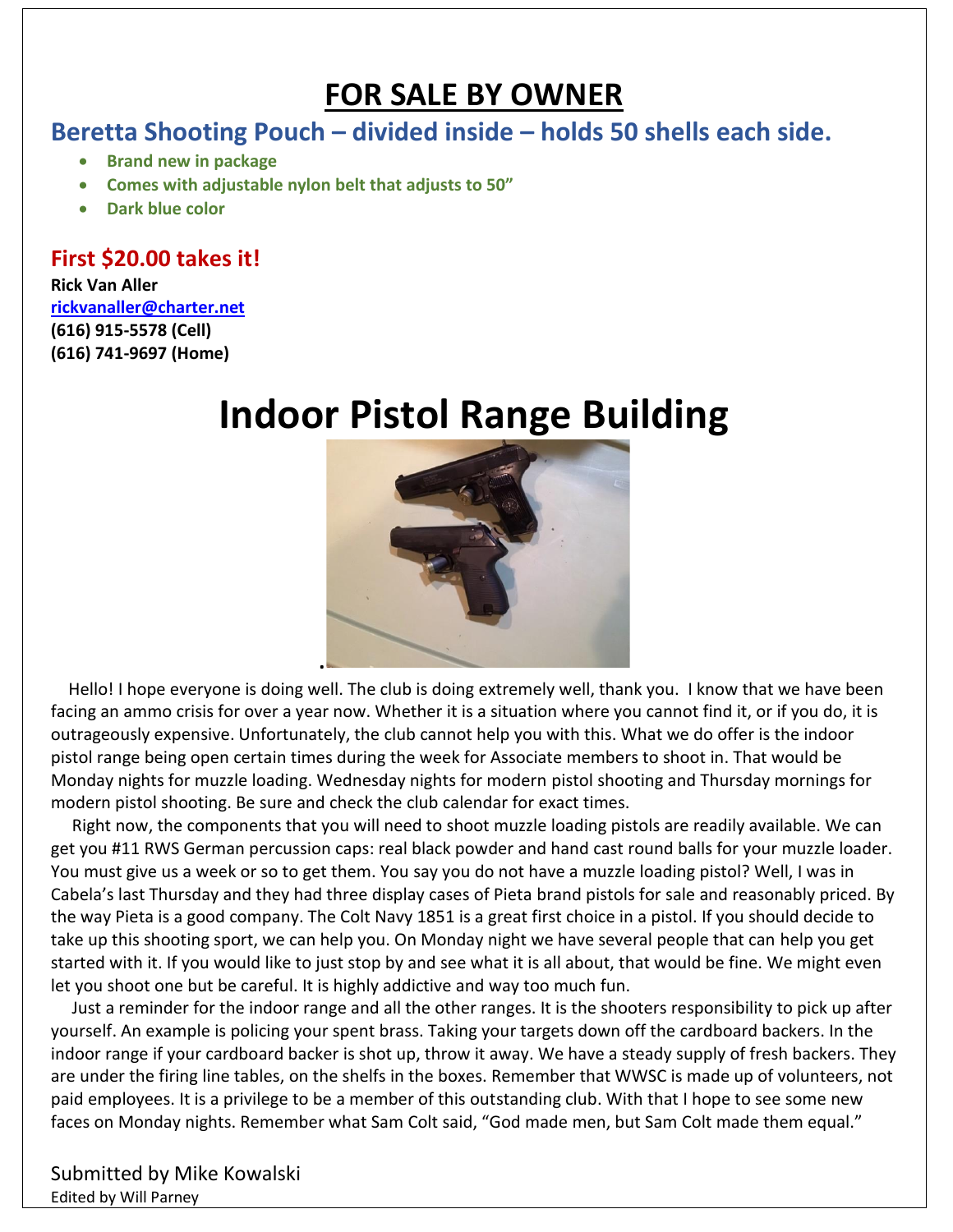# FOR SALE BY OWNER

## Beretta Shooting Pouch – divided inside – holds 50 shells each side.

- **Brand new in package**
- **Comes with adjustable nylon belt that adjusts to 50"**
- **Dark blue color**

### First $20.00 takes it!

**Rick Van Aller**
rickvanaller@charter.net
**(616) 915-5578 (Cell)**
**(616) 741-9697 (Home)**

# Indoor Pistol Range Building

Hello! I hope everyone is doing well. The club is doing extremely well, thank you. I know that we have been facing an ammo crisis for over a year now. Whether it is a situation where you cannot find it, or if you do, it is outrageously expensive. Unfortunately, the club cannot help you with this. What we do offer is the indoor pistol range being open certain times during the week for Associate members to shoot in. That would be Monday nights for muzzle loading. Wednesday nights for modern pistol shooting and Thursday mornings for modern pistol shooting. Be sure and check the club calendar for exact times.

Right now, the components that you will need to shoot muzzle loading pistols are readily available. We can get you #11 RWS German percussion caps: real black powder and hand cast round balls for your muzzle loader. You must give us a week or so to get them. You say you do not have a muzzle loading pistol? Well, I was in Cabela's last Thursday and they had three display cases of Pieta brand pistols for sale and reasonably priced. By the way Pieta is a good company. The Colt Navy 1851 is a great first choice in a pistol. If you should decide to take up this shooting sport, we can help you. On Monday night we have several people that can help you get started with it. If you would like to just stop by and see what it is all about, that would be fine. We might even let you shoot one but be careful. It is highly addictive and way too much fun.

Just a reminder for the indoor range and all the other ranges. It is the shooters responsibility to pick up after yourself. An example is policing your spent brass. Taking your targets down off the cardboard backers. In the indoor range if your cardboard backer is shot up, throw it away. We have a steady supply of fresh backers. They are under the firing line tables, on the shelfs in the boxes. Remember that WWSC is made up of volunteers, not paid employees. It is a privilege to be a member of this outstanding club. With that I hope to see some new faces on Monday nights. Remember what Sam Colt said, "God made men, but Sam Colt made them equal."

Submitted by Mike Kowalski
Edited by Will Parney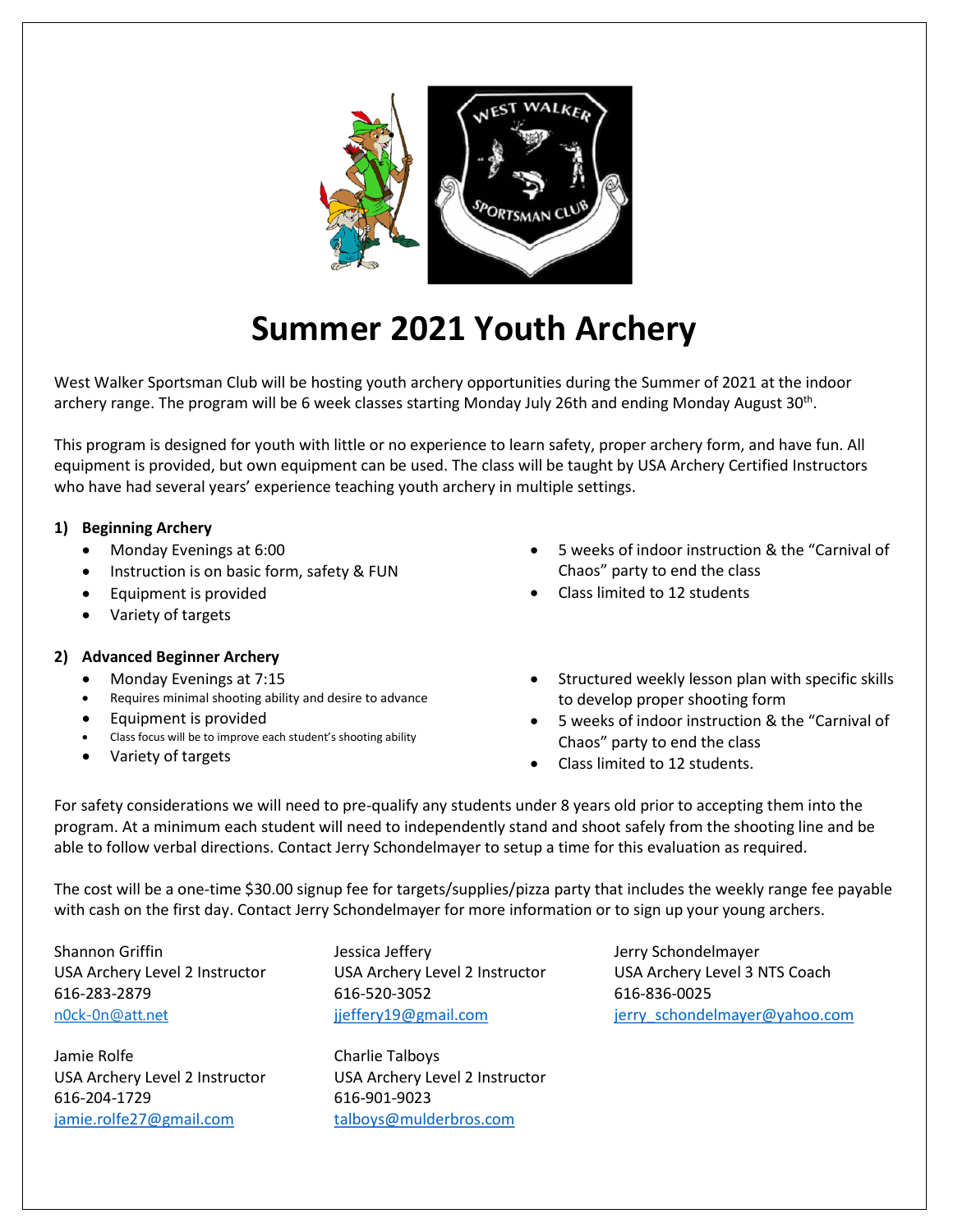# Summer 2021 Youth Archery

West Walker Sportsman Club will be hosting youth archery opportunities during the Summer of 2021 at the indoor archery range. The program will be 6 week classes starting Monday July 26th and ending Monday August 30th.

This program is designed for youth with little or no experience to learn safety, proper archery form, and have fun. All equipment is provided, but own equipment can be used. The class will be taught by USA Archery Certified Instructors who have had several years' experience teaching youth archery in multiple settings.

1) **Beginning Archery**
   - Monday Evenings at 6:00
   - Instruction is on basic form, safety & FUN
   - Equipment is provided
   - Variety of targets
   - 5 weeks of indoor instruction & the "Carnival of Chaos" party to end the class
   - Class limited to 12 students

2) **Advanced Beginner Archery**
   - Monday Evenings at 7:15
   - Requires minimal shooting ability and desire to advance
   - Equipment is provided
   - Class focus will be to improve each student's shooting ability
   - Variety of targets
   - Structured weekly lesson plan with specific skills to develop proper shooting form
   - 5 weeks of indoor instruction & the "Carnival of Chaos" party to end the class
   - Class limited to 12 students.

For safety considerations we will need to pre-qualify any students under 8 years old prior to accepting them into the program. At a minimum each student will need to independently stand and shoot safely from the shooting line and be able to follow verbal directions. Contact Jerry Schondelmayer to setup a time for this evaluation as required.

The cost will be a one-time $30.00 signup fee for targets/supplies/pizza party that includes the weekly range fee payable with cash on the first day. Contact Jerry Schondelmayer for more information or to sign up your young archers.

Shannon Griffin
USA Archery Level 2 Instructor
616-283-2879
n0ck-0n@att.net

Jessica Jeffery
USA Archery Level 2 Instructor
616-520-3052
jjeffery19@gmail.com

Jerry Schondelmayer
USA Archery Level 3 NTS Coach
616-836-0025
jerry_schondelmayer@yahoo.com

Jamie Rolfe
USA Archery Level 2 Instructor
616-204-1729
jamie.rolfe27@gmail.com

Charlie Talboys
USA Archery Level 2 Instructor
616-901-9023
talboys@mulderbros.com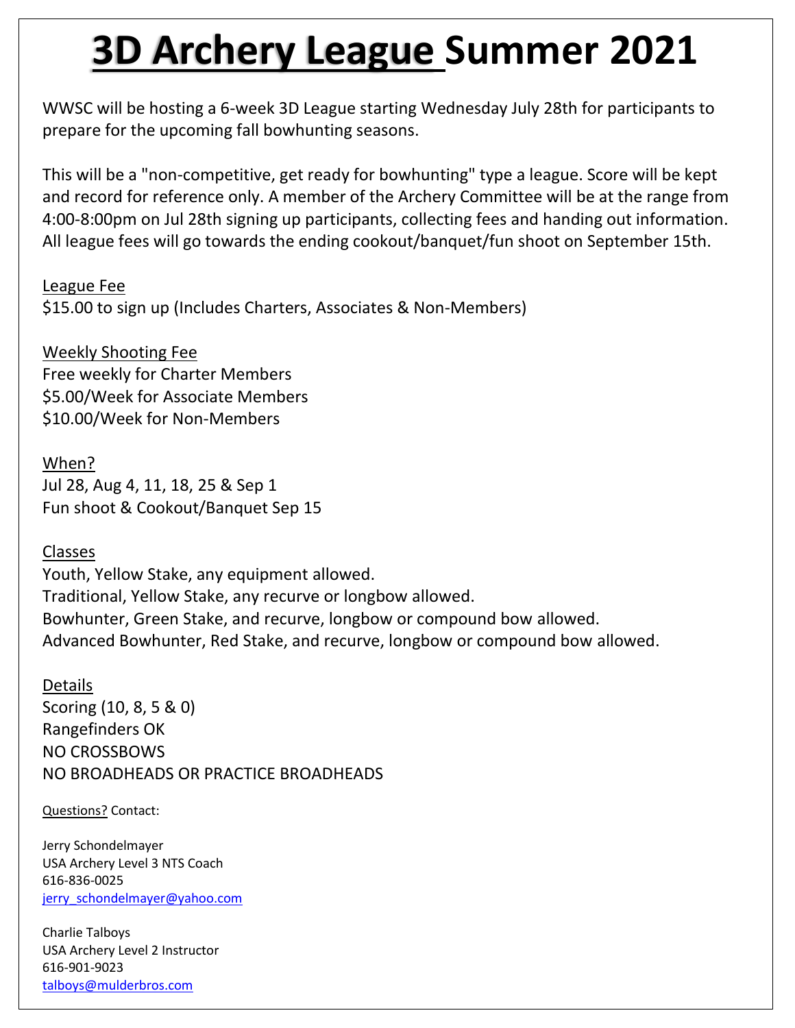# **3D Archery League Summer 2021**

WWSC will be hosting a 6-week 3D League starting Wednesday July 28th for participants to prepare for the upcoming fall bowhunting seasons.

This will be a "non-competitive, get ready for bowhunting" type a league. Score will be kept and record for reference only. A member of the Archery Committee will be at the range from 4:00-8:00pm on Jul 28th signing up participants, collecting fees and handing out information. All league fees will go towards the ending cookout/banquet/fun shoot on September 15th.

League Fee
$15.00 to sign up (Includes Charters, Associates & Non-Members)

Weekly Shooting Fee
Free weekly for Charter Members
$5.00/Week for Associate Members
$10.00/Week for Non-Members

When?
Jul 28, Aug 4, 11, 18, 25 & Sep 1
Fun shoot & Cookout/Banquet Sep 15

Classes
Youth, Yellow Stake, any equipment allowed.
Traditional, Yellow Stake, any recurve or longbow allowed.
Bowhunter, Green Stake, and recurve, longbow or compound bow allowed.
Advanced Bowhunter, Red Stake, and recurve, longbow or compound bow allowed.

Details
Scoring (10, 8, 5 & 0)
Rangefinders OK
NO CROSSBOWS
NO BROADHEADS OR PRACTICE BROADHEADS

Questions? Contact:

Jerry Schondelmayer
USA Archery Level 3 NTS Coach
616-836-0025
jerry_schondelmayer@yahoo.com

Charlie Talboys
USA Archery Level 2 Instructor
616-901-9023
talboys@mulderbros.com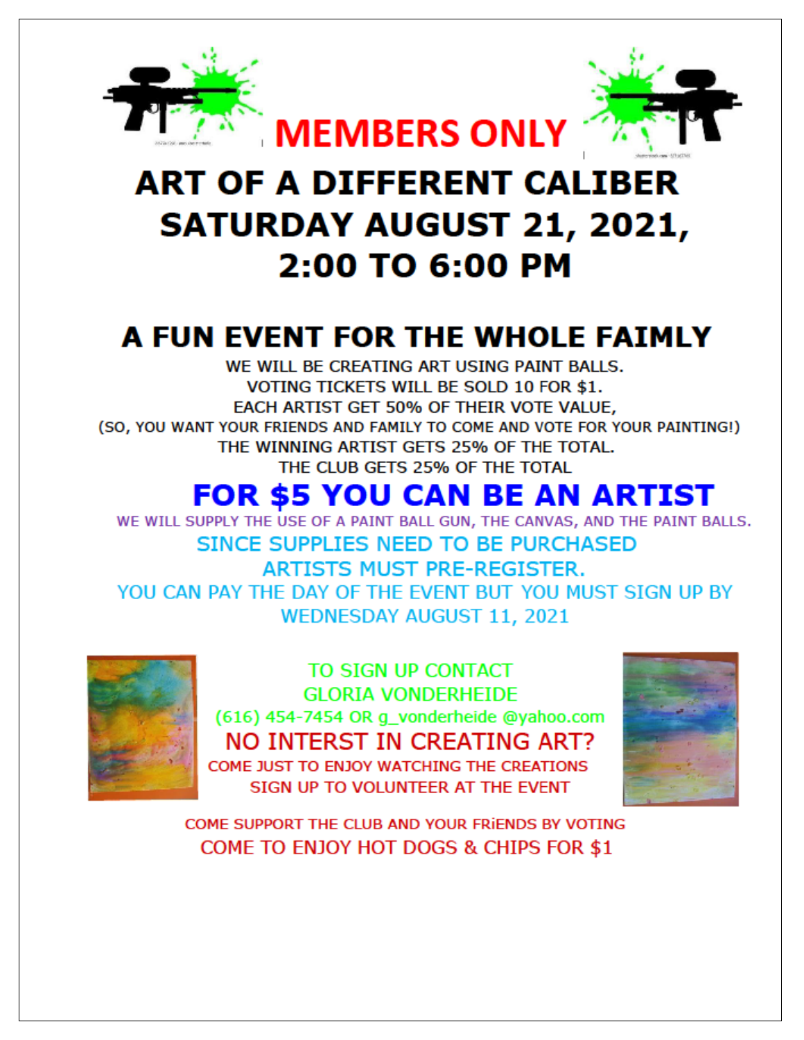# MEMBERS ONLY

# ART OF A DIFFERENT CALIBER
## SATURDAY AUGUST 21, 2021, 2:00 TO 6:00 PM

## A FUN EVENT FOR THE WHOLE FAIMLY

WE WILL BE CREATING ART USING PAINT BALLS.
VOTING TICKETS WILL BE SOLD 10 FOR $1.
EACH ARTIST GET 50% OF THEIR VOTE VALUE,
(SO, YOU WANT YOUR FRIENDS AND FAMILY TO COME AND VOTE FOR YOUR PAINTING!)
THE WINNING ARTIST GETS 25% OF THE TOTAL.
THE CLUB GETS 25% OF THE TOTAL

## FOR $5 YOU CAN BE AN ARTIST

WE WILL SUPPLY THE USE OF A PAINT BALL GUN, THE CANVAS, AND THE PAINT BALLS.

SINCE SUPPLIES NEED TO BE PURCHASED
ARTISTS MUST PRE-REGISTER.
YOU CAN PAY THE DAY OF THE EVENT BUT YOU MUST SIGN UP BY WEDNESDAY AUGUST 11, 2021

TO SIGN UP CONTACT
GLORIA VONDERHEIDE
(616) 454-7454 OR g_vonderheide @yahoo.com

NO INTERST IN CREATING ART?
COME JUST TO ENJOY WATCHING THE CREATIONS
SIGN UP TO VOLUNTEER AT THE EVENT

COME SUPPORT THE CLUB AND YOUR FRiENDS BY VOTING
COME TO ENJOY HOT DOGS & CHIPS FOR $1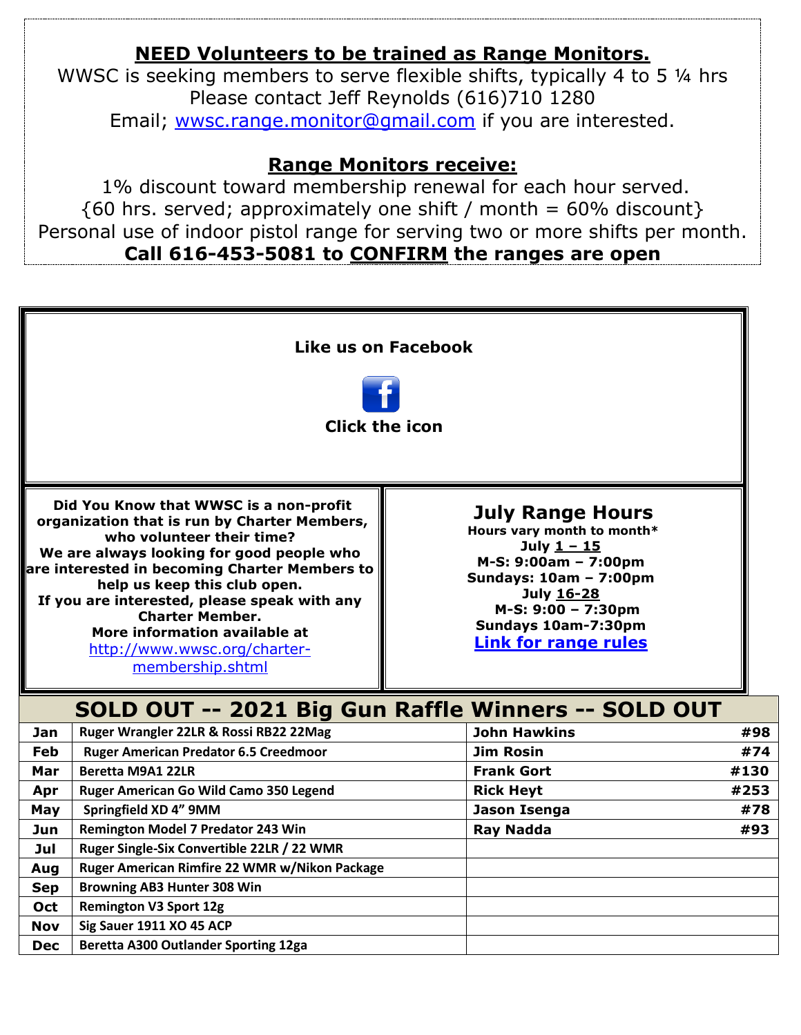## NEED Volunteers to be trained as Range Monitors.

WWSC is seeking members to serve flexible shifts, typically 4 to 5 ¼ hrs
Please contact Jeff Reynolds (616)710 1280
Email; wwsc.range.monitor@gmail.com if you are interested.

## Range Monitors receive:

1% discount toward membership renewal for each hour served.
{60 hrs. served; approximately one shift / month = 60% discount}
Personal use of indoor pistol range for serving two or more shifts per month.

**Call 616-453-5081 to CONFIRM the ranges are open**

**Like us on Facebook**

**Click the icon**

**Did You Know that WWSC is a non-profit organization that is run by Charter Members, who volunteer their time?**
**We are always looking for good people who are interested in becoming Charter Members to help us keep this club open.**
**If you are interested, please speak with any Charter Member.**
**More information available at**
http://www.wwsc.org/charter-membership.shtml

## July Range Hours

**Hours vary month to month***
**July 1 – 15**
**M-S: 9:00am – 7:00pm**
**Sundays: 10am – 7:00pm**
**July 16-28**
**M-S: 9:00 – 7:30pm**
**Sundays 10am-7:30pm**
**Link for range rules**

## SOLD OUT -- 2021 Big Gun Raffle Winners -- SOLD OUT

| Month | Prize | Winner | Ticket |
|---|---|---|---|
| Jan | Ruger Wrangler 22LR & Rossi RB22 22Mag | John Hawkins | #98 |
| Feb | Ruger American Predator 6.5 Creedmoor | Jim Rosin | #74 |
| Mar | Beretta M9A1 22LR | Frank Gort | #130 |
| Apr | Ruger American Go Wild Camo 350 Legend | Rick Heyt | #253 |
| May | Springfield XD 4" 9MM | Jason Isenga | #78 |
| Jun | Remington Model 7 Predator 243 Win | Ray Nadda | #93 |
| Jul | Ruger Single-Six Convertible 22LR / 22 WMR | | |
| Aug | Ruger American Rimfire 22 WMR w/Nikon Package | | |
| Sep | Browning AB3 Hunter 308 Win | | |
| Oct | Remington V3 Sport 12g | | |
| Nov | Sig Sauer 1911 XO 45 ACP | | |
| Dec | Beretta A300 Outlander Sporting 12ga | | |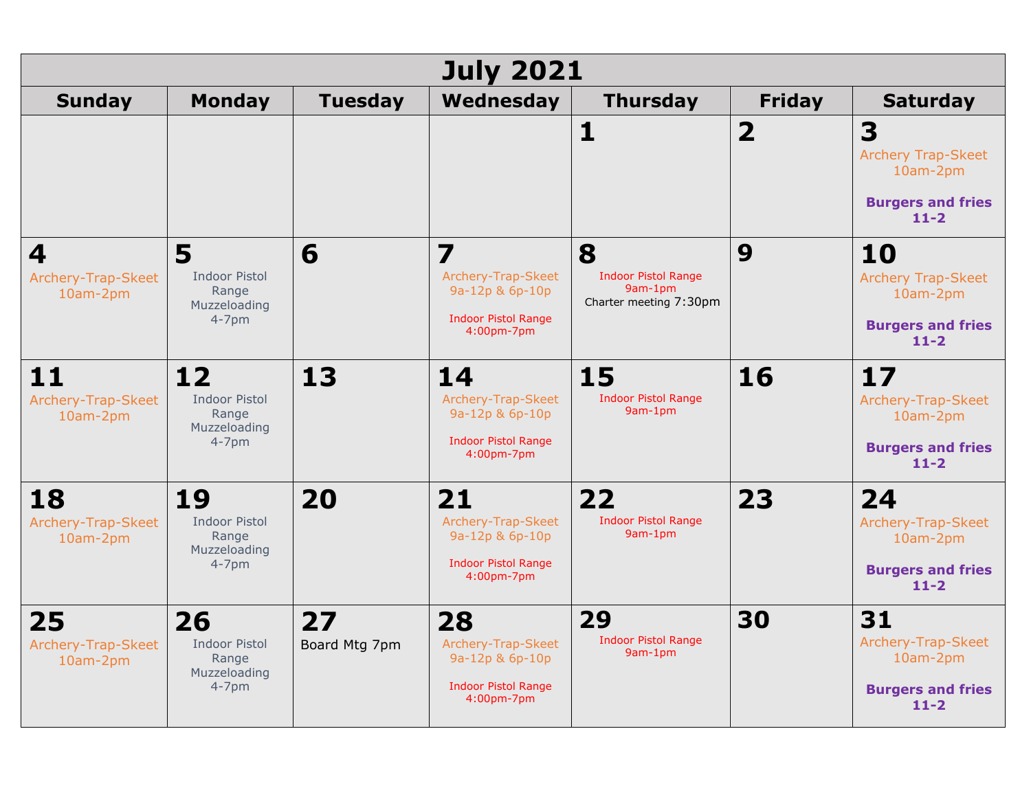# July 2021

| Sunday | Monday | Tuesday | Wednesday | Thursday | Friday | Saturday |
|---|---|---|---|---|---|---|
| | | | | 1 | 2 | 3 Archery Trap-Skeet 10am-2pm **Burgers and fries 11-2** |
| 4 Archery-Trap-Skeet 10am-2pm | 5 Indoor Pistol Range Muzzeloading 4-7pm | 6 | 7 Archery-Trap-Skeet 9a-12p & 6p-10p Indoor Pistol Range 4:00pm-7pm | 8 Indoor Pistol Range 9am-1pm Charter meeting 7:30pm | 9 | 10 Archery Trap-Skeet 10am-2pm **Burgers and fries 11-2** |
| 11 Archery-Trap-Skeet 10am-2pm | 12 Indoor Pistol Range Muzzeloading 4-7pm | 13 | 14 Archery-Trap-Skeet 9a-12p & 6p-10p Indoor Pistol Range 4:00pm-7pm | 15 Indoor Pistol Range 9am-1pm | 16 | 17 Archery-Trap-Skeet 10am-2pm **Burgers and fries 11-2** |
| 18 Archery-Trap-Skeet 10am-2pm | 19 Indoor Pistol Range Muzzeloading 4-7pm | 20 | 21 Archery-Trap-Skeet 9a-12p & 6p-10p Indoor Pistol Range 4:00pm-7pm | 22 Indoor Pistol Range 9am-1pm | 23 | 24 Archery-Trap-Skeet 10am-2pm **Burgers and fries 11-2** |
| 25 Archery-Trap-Skeet 10am-2pm | 26 Indoor Pistol Range Muzzeloading 4-7pm | 27 Board Mtg 7pm | 28 Archery-Trap-Skeet 9a-12p & 6p-10p Indoor Pistol Range 4:00pm-7pm | 29 Indoor Pistol Range 9am-1pm | 30 | 31 Archery-Trap-Skeet 10am-2pm **Burgers and fries 11-2** |